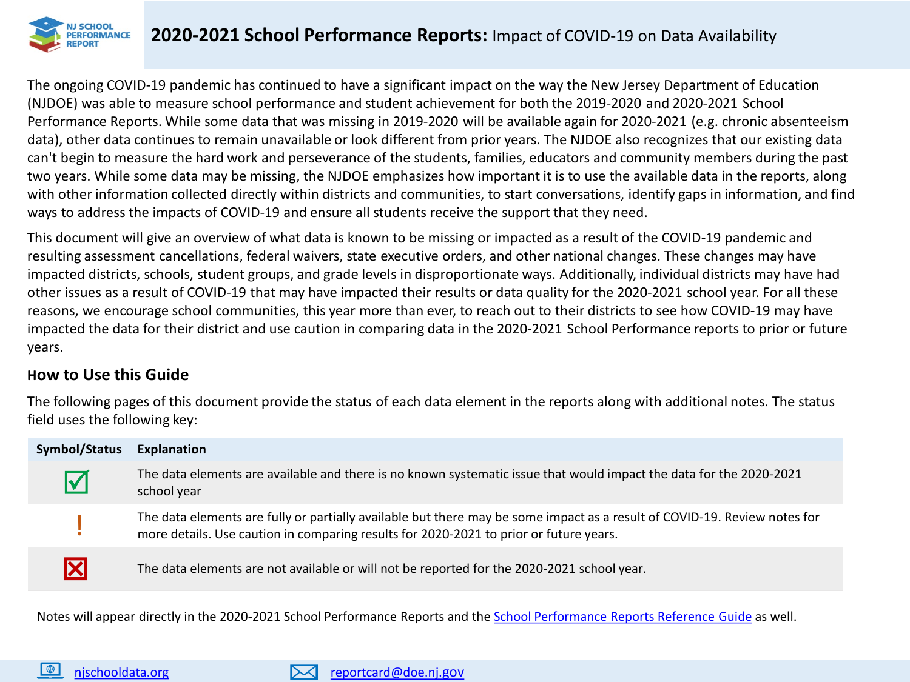# 2020-2021 School Performance Reports: Impact of COVID-19 on Data Availability

The ongoing COVID-19 pandemic has continued to have a significant impact on the way the New Jersey Department of Education (NJDOE) was able to measure school performance and student achievement for both the 2019-2020 and 2020-2021 School Performance Reports. While some data that was missing in 2019-2020 will be available again for 2020-2021 (e.g. chronic absenteeism data), other data continues to remain unavailable or look different from prior years. The NJDOE also recognizes that our existing data can't begin to measure the hard work and perseverance of the students, families, educators and community members during the past two years. While some data may be missing, the NJDOE emphasizes how important it is to use the available data in the reports, along with other information collected directly within districts and communities, to start conversations, identify gaps in information, and find ways to address the impacts of COVID-19 and ensure all students receive the support that they need.

This document will give an overview of what data is known to be missing or impacted as a result of the COVID-19 pandemic and resulting assessment cancellations, federal waivers, state executive orders, and other national changes. These changes may have impacted districts, schools, student groups, and grade levels in disproportionate ways. Additionally, individual districts may have had other issues as a result of COVID-19 that may have impacted their results or data quality for the 2020-2021 school year. For all these reasons, we encourage school communities, this year more than ever, to reach out to their districts to see how COVID-19 may have impacted the data for their district and use caution in comparing data in the 2020-2021 School Performance reports to prior or future years.

## How to Use this Guide

The following pages of this document provide the status of each data element in the reports along with additional notes. The status field uses the following key:

| Symbol/Status | Explanation |
|---|---|
| ☑ | The data elements are available and there is no known systematic issue that would impact the data for the 2020-2021 school year |
| ! | The data elements are fully or partially available but there may be some impact as a result of COVID-19. Review notes for more details. Use caution in comparing results for 2020-2021 to prior or future years. |
| ☒ | The data elements are not available or will not be reported for the 2020-2021 school year. |

Notes will appear directly in the 2020-2021 School Performance Reports and the School Performance Reports Reference Guide as well.

njschooldata.org    reportcard@doe.nj.gov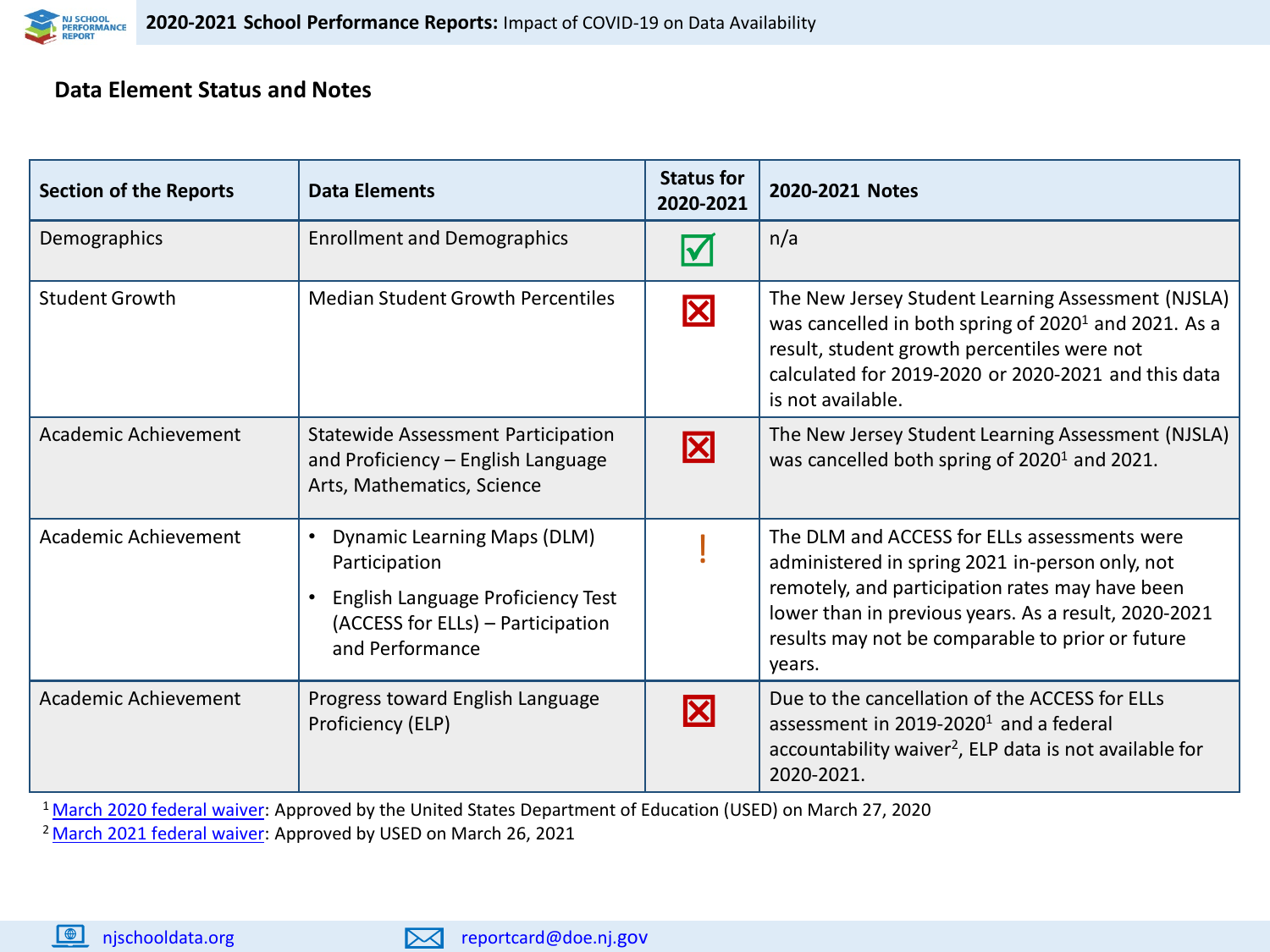## Data Element Status and Notes

| Section of the Reports | Data Elements | Status for 2020-2021 | 2020-2021 Notes |
|---|---|---|---|
| Demographics | Enrollment and Demographics | ☑ | n/a |
| Student Growth | Median Student Growth Percentiles | ☒ | The New Jersey Student Learning Assessment (NJSLA) was cancelled in both spring of 2020[1] and 2021. As a result, student growth percentiles were not calculated for 2019-2020 or 2020-2021 and this data is not available. |
| Academic Achievement | Statewide Assessment Participation and Proficiency – English Language Arts, Mathematics, Science | ☒ | The New Jersey Student Learning Assessment (NJSLA) was cancelled both spring of 2020[1] and 2021. |
| Academic Achievement | • Dynamic Learning Maps (DLM) Participation<br>• English Language Proficiency Test (ACCESS for ELLs) – Participation and Performance | ! | The DLM and ACCESS for ELLs assessments were administered in spring 2021 in-person only, not remotely, and participation rates may have been lower than in previous years. As a result, 2020-2021 results may not be comparable to prior or future years. |
| Academic Achievement | Progress toward English Language Proficiency (ELP) | ☒ | Due to the cancellation of the ACCESS for ELLs assessment in 2019-2020[1] and a federal accountability waiver[2], ELP data is not available for 2020-2021. |

[1] March 2020 federal waiver: Approved by the United States Department of Education (USED) on March 27, 2020

[2] March 2021 federal waiver: Approved by USED on March 26, 2021

njschooldata.org

reportcard@doe.nj.gov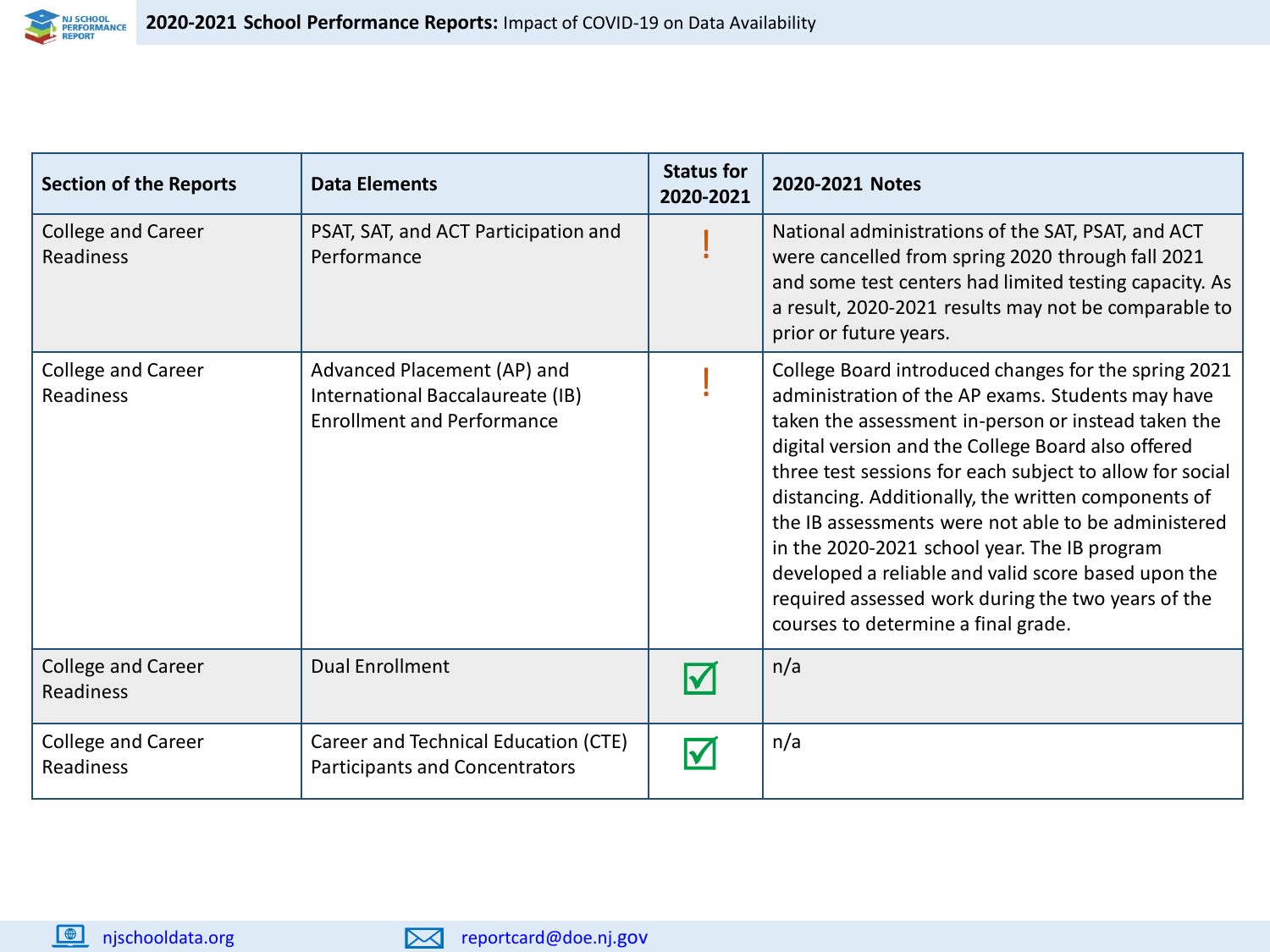| Section of the Reports | Data Elements | Status for 2020-2021 | 2020-2021 Notes |
|---|---|---|---|
| College and Career Readiness | PSAT, SAT, and ACT Participation and Performance | ! | National administrations of the SAT, PSAT, and ACT were cancelled from spring 2020 through fall 2021 and some test centers had limited testing capacity. As a result, 2020-2021 results may not be comparable to prior or future years. |
| College and Career Readiness | Advanced Placement (AP) and International Baccalaureate (IB) Enrollment and Performance | ! | College Board introduced changes for the spring 2021 administration of the AP exams. Students may have taken the assessment in-person or instead taken the digital version and the College Board also offered three test sessions for each subject to allow for social distancing. Additionally, the written components of the IB assessments were not able to be administered in the 2020-2021 school year. The IB program developed a reliable and valid score based upon the required assessed work during the two years of the courses to determine a final grade. |
| College and Career Readiness | Dual Enrollment | ☑ | n/a |
| College and Career Readiness | Career and Technical Education (CTE) Participants and Concentrators | ☑ | n/a |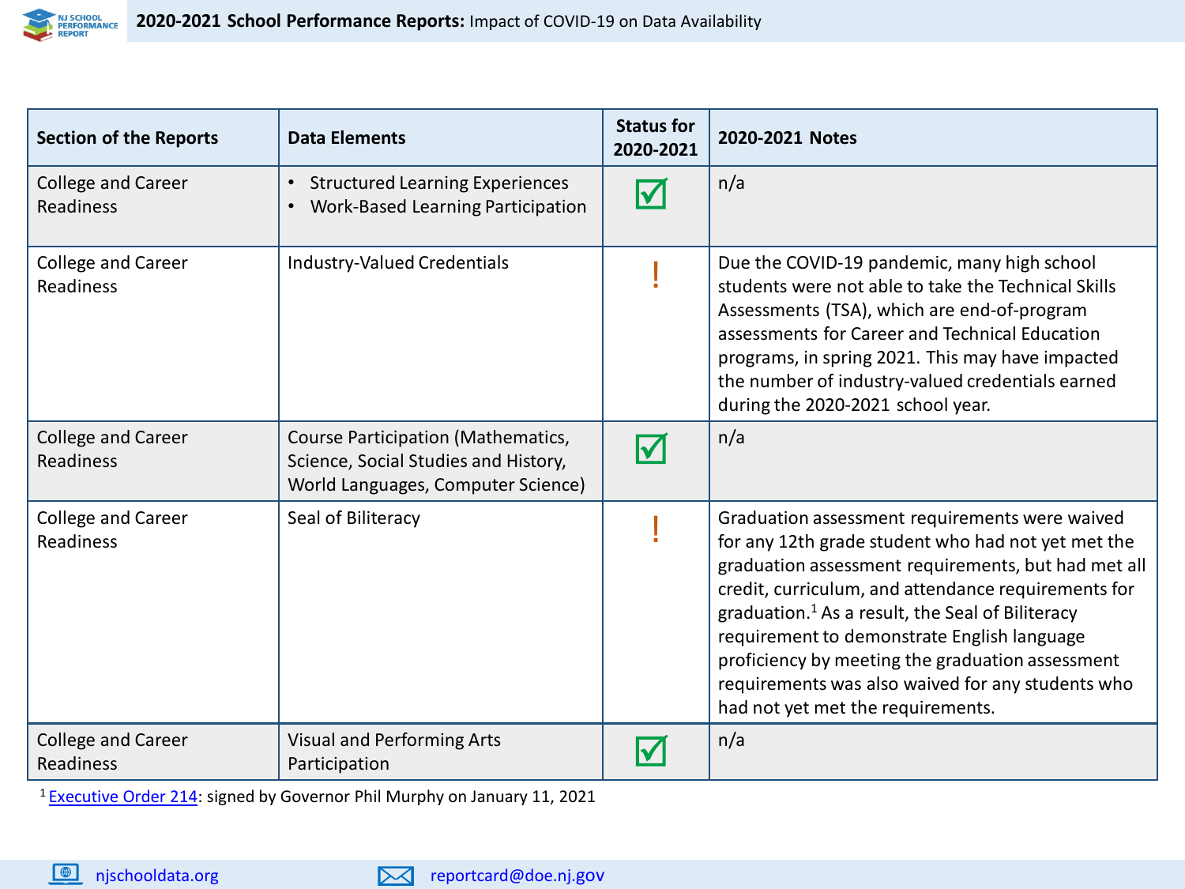**2020-2021 School Performance Reports:** Impact of COVID-19 on Data Availability

| Section of the Reports | Data Elements | Status for 2020-2021 | 2020-2021 Notes |
|---|---|---|---|
| College and Career Readiness | • Structured Learning Experiences<br>• Work-Based Learning Participation | ☑ | n/a |
| College and Career Readiness | Industry-Valued Credentials | ! | Due the COVID-19 pandemic, many high school students were not able to take the Technical Skills Assessments (TSA), which are end-of-program assessments for Career and Technical Education programs, in spring 2021. This may have impacted the number of industry-valued credentials earned during the 2020-2021 school year. |
| College and Career Readiness | Course Participation (Mathematics, Science, Social Studies and History, World Languages, Computer Science) | ☑ | n/a |
| College and Career Readiness | Seal of Biliteracy | ! | Graduation assessment requirements were waived for any 12th grade student who had not yet met the graduation assessment requirements, but had met all credit, curriculum, and attendance requirements for graduation.[1] As a result, the Seal of Biliteracy requirement to demonstrate English language proficiency by meeting the graduation assessment requirements was also waived for any students who had not yet met the requirements. |
| College and Career Readiness | Visual and Performing Arts Participation | ☑ | n/a |

[1] Executive Order 214: signed by Governor Phil Murphy on January 11, 2021

njschooldata.org reportcard@doe.nj.gov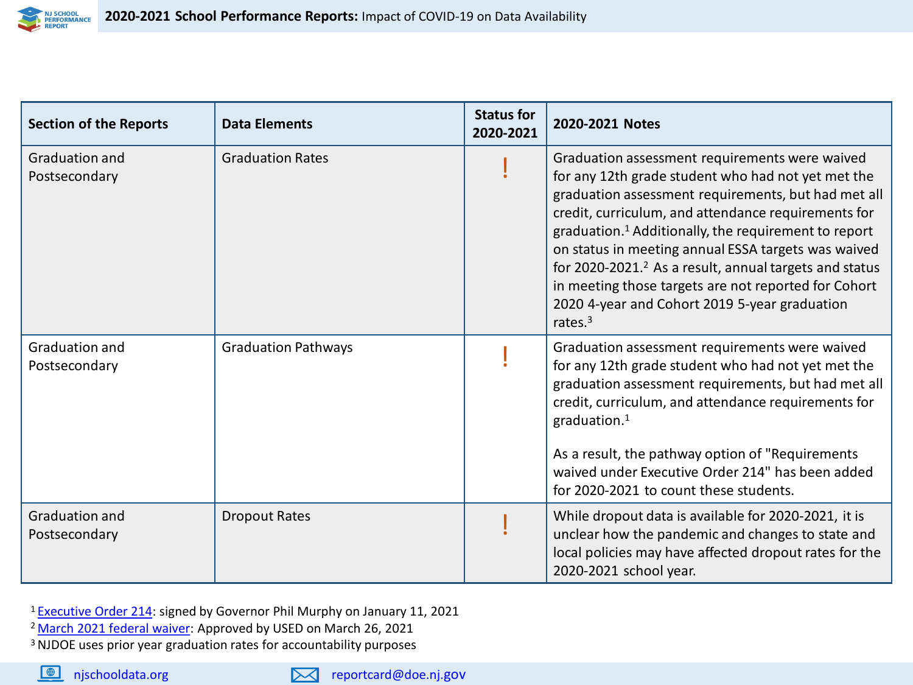# 2020-2021 School Performance Reports: Impact of COVID-19 on Data Availability

| Section of the Reports | Data Elements | Status for 2020-2021 | 2020-2021 Notes |
| --- | --- | --- | --- |
| Graduation and Postsecondary | Graduation Rates | ! | Graduation assessment requirements were waived for any 12th grade student who had not yet met the graduation assessment requirements, but had met all credit, curriculum, and attendance requirements for graduation.[1] Additionally, the requirement to report on status in meeting annual ESSA targets was waived for 2020-2021.[2] As a result, annual targets and status in meeting those targets are not reported for Cohort 2020 4-year and Cohort 2019 5-year graduation rates.[3] |
| Graduation and Postsecondary | Graduation Pathways | ! | Graduation assessment requirements were waived for any 12th grade student who had not yet met the graduation assessment requirements, but had met all credit, curriculum, and attendance requirements for graduation.[1]<br><br>As a result, the pathway option of "Requirements waived under Executive Order 214" has been added for 2020-2021 to count these students. |
| Graduation and Postsecondary | Dropout Rates | ! | While dropout data is available for 2020-2021, it is unclear how the pandemic and changes to state and local policies may have affected dropout rates for the 2020-2021 school year. |

[1] Executive Order 214: signed by Governor Phil Murphy on January 11, 2021
[2] March 2021 federal waiver: Approved by USED on March 26, 2021
[3] NJDOE uses prior year graduation rates for accountability purposes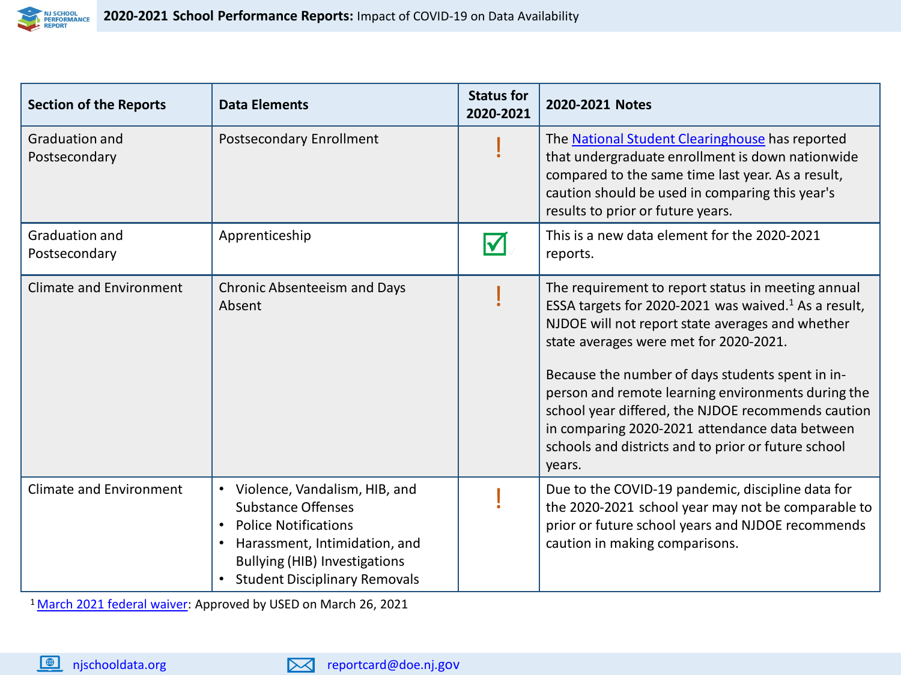# 2020-2021 School Performance Reports: Impact of COVID-19 on Data Availability

| Section of the Reports | Data Elements | Status for 2020-2021 | 2020-2021 Notes |
|---|---|---|---|
| Graduation and Postsecondary | Postsecondary Enrollment | ! | The National Student Clearinghouse has reported that undergraduate enrollment is down nationwide compared to the same time last year. As a result, caution should be used in comparing this year's results to prior or future years. |
| Graduation and Postsecondary | Apprenticeship | ☑ | This is a new data element for the 2020-2021 reports. |
| Climate and Environment | Chronic Absenteeism and Days Absent | ! | The requirement to report status in meeting annual ESSA targets for 2020-2021 was waived.[1] As a result, NJDOE will not report state averages and whether state averages were met for 2020-2021.<br><br>Because the number of days students spent in in-person and remote learning environments during the school year differed, the NJDOE recommends caution in comparing 2020-2021 attendance data between schools and districts and to prior or future school years. |
| Climate and Environment | • Violence, Vandalism, HIB, and Substance Offenses<br>• Police Notifications<br>• Harassment, Intimidation, and Bullying (HIB) Investigations<br>• Student Disciplinary Removals | ! | Due to the COVID-19 pandemic, discipline data for the 2020-2021 school year may not be comparable to prior or future school years and NJDOE recommends caution in making comparisons. |

[1] March 2021 federal waiver: Approved by USED on March 26, 2021

njschooldata.org reportcard@doe.nj.gov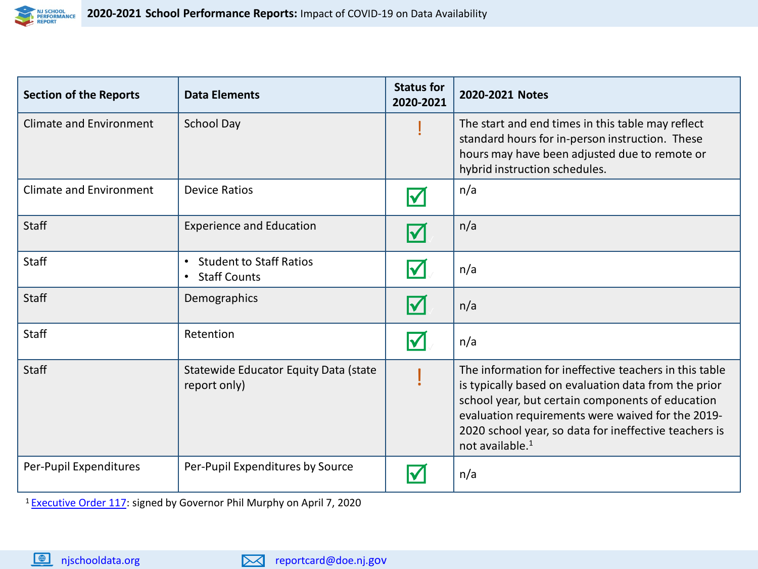# 2020-2021 School Performance Reports: Impact of COVID-19 on Data Availability

| Section of the Reports | Data Elements | Status for 2020-2021 | 2020-2021 Notes |
|---|---|---|---|
| Climate and Environment | School Day | ! | The start and end times in this table may reflect standard hours for in-person instruction. These hours may have been adjusted due to remote or hybrid instruction schedules. |
| Climate and Environment | Device Ratios | ☑ | n/a |
| Staff | Experience and Education | ☑ | n/a |
| Staff | • Student to Staff Ratios<br>• Staff Counts | ☑ | n/a |
| Staff | Demographics | ☑ | n/a |
| Staff | Retention | ☑ | n/a |
| Staff | Statewide Educator Equity Data (state report only) | ! | The information for ineffective teachers in this table is typically based on evaluation data from the prior school year, but certain components of education evaluation requirements were waived for the 2019-2020 school year, so data for ineffective teachers is not available.[1] |
| Per-Pupil Expenditures | Per-Pupil Expenditures by Source | ☑ | n/a |

[1] Executive Order 117: signed by Governor Phil Murphy on April 7, 2020

njschooldata.org reportcard@doe.nj.gov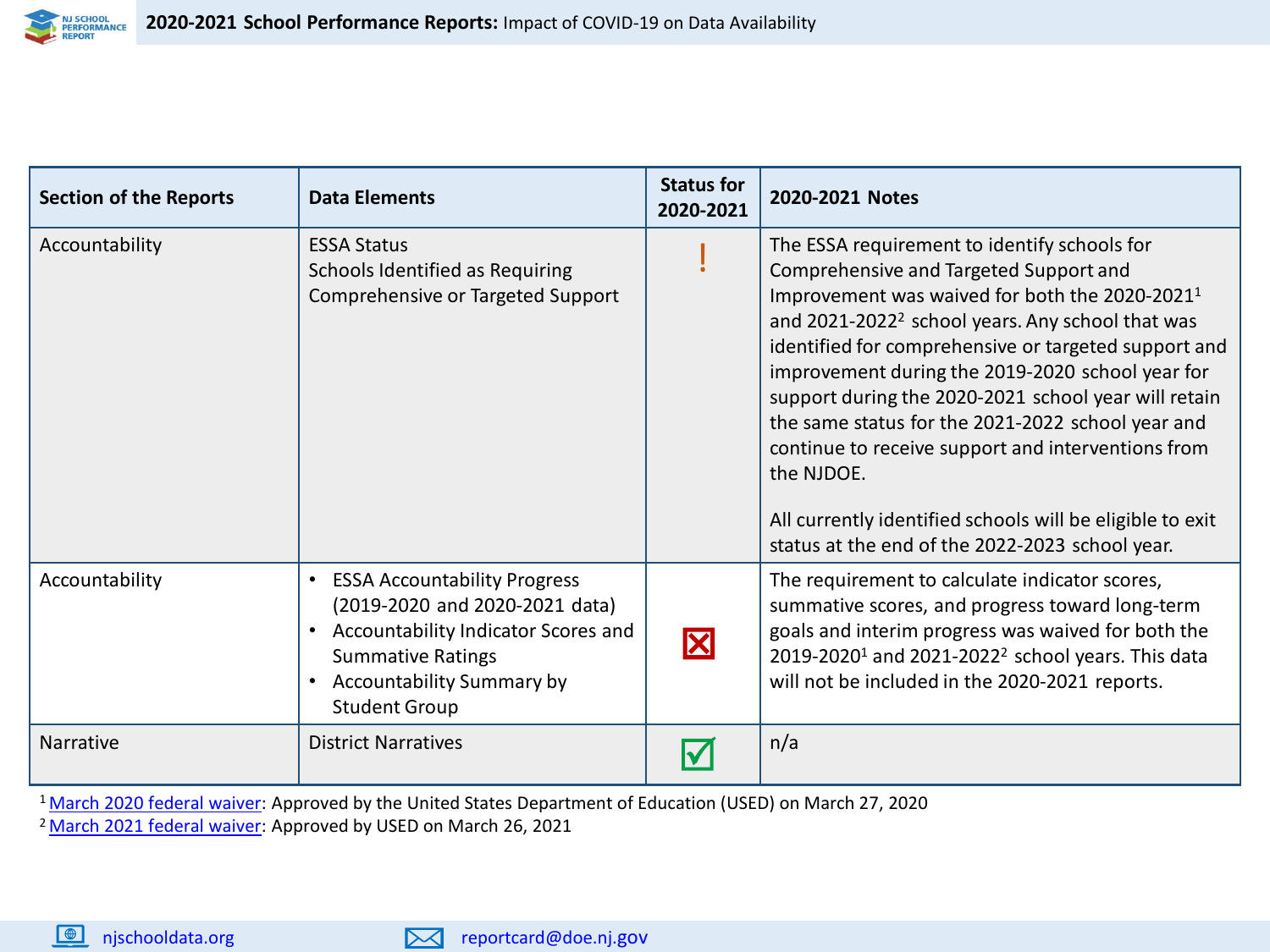# 2020-2021 School Performance Reports: Impact of COVID-19 on Data Availability

| Section of the Reports | Data Elements | Status for 2020-2021 | 2020-2021 Notes |
|---|---|---|---|
| Accountability | ESSA Status<br>Schools Identified as Requiring Comprehensive or Targeted Support | ! | The ESSA requirement to identify schools for Comprehensive and Targeted Support and Improvement was waived for both the 2020-2021[1] and 2021-2022[2] school years. Any school that was identified for comprehensive or targeted support and improvement during the 2019-2020 school year for support during the 2020-2021 school year will retain the same status for the 2021-2022 school year and continue to receive support and interventions from the NJDOE.<br><br>All currently identified schools will be eligible to exit status at the end of the 2022-2023 school year. |
| Accountability | • ESSA Accountability Progress (2019-2020 and 2020-2021 data)<br>• Accountability Indicator Scores and Summative Ratings<br>• Accountability Summary by Student Group | ☒ | The requirement to calculate indicator scores, summative scores, and progress toward long-term goals and interim progress was waived for both the 2019-2020[1] and 2021-2022[2] school years. This data will not be included in the 2020-2021 reports. |
| Narrative | District Narratives | ☑ | n/a |

[1] March 2020 federal waiver: Approved by the United States Department of Education (USED) on March 27, 2020

[2] March 2021 federal waiver: Approved by USED on March 26, 2021

njschooldata.org

reportcard@doe.nj.gov